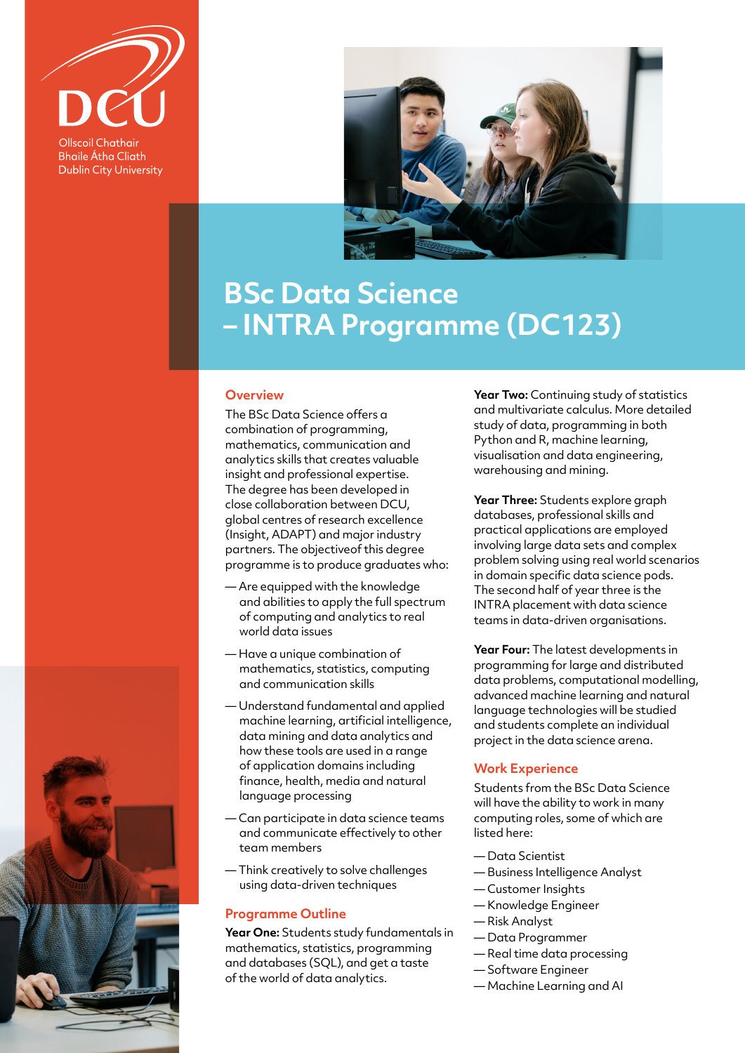DCU

Ollscoil Chathair Bhaile Átha Cliath
Dublin City University

# BSc Data Science – INTRA Programme (DC123)

## Overview

The BSc Data Science offers a combination of programming, mathematics, communication and analytics skills that creates valuable insight and professional expertise. The degree has been developed in close collaboration between DCU, global centres of research excellence (Insight, ADAPT) and major industry partners. The objectiveof this degree programme is to produce graduates who:

- Are equipped with the knowledge and abilities to apply the full spectrum of computing and analytics to real world data issues
- Have a unique combination of mathematics, statistics, computing and communication skills
- Understand fundamental and applied machine learning, artificial intelligence, data mining and data analytics and how these tools are used in a range of application domains including finance, health, media and natural language processing
- Can participate in data science teams and communicate effectively to other team members
- Think creatively to solve challenges using data-driven techniques

## Programme Outline

**Year One:** Students study fundamentals in mathematics, statistics, programming and databases (SQL), and get a taste of the world of data analytics.

**Year Two:** Continuing study of statistics and multivariate calculus. More detailed study of data, programming in both Python and R, machine learning, visualisation and data engineering, warehousing and mining.

**Year Three:** Students explore graph databases, professional skills and practical applications are employed involving large data sets and complex problem solving using real world scenarios in domain specific data science pods. The second half of year three is the INTRA placement with data science teams in data-driven organisations.

**Year Four:** The latest developments in programming for large and distributed data problems, computational modelling, advanced machine learning and natural language technologies will be studied and students complete an individual project in the data science arena.

## Work Experience

Students from the BSc Data Science will have the ability to work in many computing roles, some of which are listed here:

- Data Scientist
- Business Intelligence Analyst
- Customer Insights
- Knowledge Engineer
- Risk Analyst
- Data Programmer
- Real time data processing
- Software Engineer
- Machine Learning and AI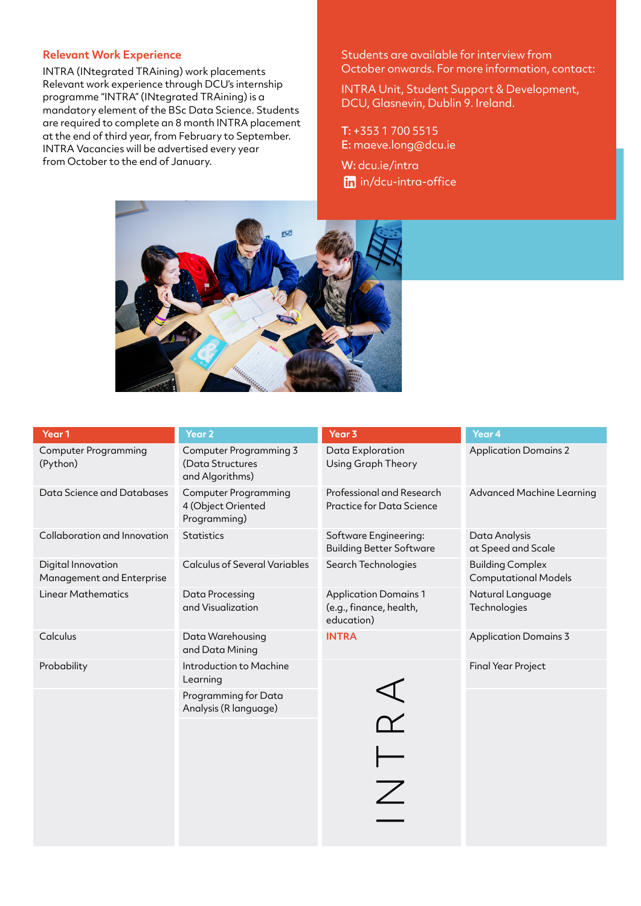## Relevant Work Experience

INTRA (INtegrated TRAining) work placements
Relevant work experience through DCU's internship programme "INTRA" (INtegrated TRAining) is a mandatory element of the BSc Data Science. Students are required to complete an 8 month INTRA placement at the end of third year, from February to September. INTRA Vacancies will be advertised every year from October to the end of January.

Students are available for interview from October onwards. For more information, contact:

INTRA Unit, Student Support & Development, DCU, Glasnevin, Dublin 9. Ireland.

**T:** +353 1 700 5515
**E:** maeve.long@dcu.ie

**W:** dcu.ie/intra
in/dcu-intra-office

| Year 1 | Year 2 | Year 3 | Year 4 |
|---|---|---|---|
| Computer Programming (Python) | Computer Programming 3 (Data Structures and Algorithms) | Data Exploration Using Graph Theory | Application Domains 2 |
| Data Science and Databases | Computer Programming 4 (Object Oriented Programming) | Professional and Research Practice for Data Science | Advanced Machine Learning |
| Collaboration and Innovation | Statistics | Software Engineering: Building Better Software | Data Analysis at Speed and Scale |
| Digital Innovation Management and Enterprise | Calculus of Several Variables | Search Technologies | Building Complex Computational Models |
| Linear Mathematics | Data Processing and Visualization | Application Domains 1 (e.g., finance, health, education) | Natural Language Technologies |
| Calculus | Data Warehousing and Data Mining | **INTRA** | Application Domains 3 |
| Probability | Introduction to Machine Learning | INTRA | Final Year Project |
| | Programming for Data Analysis (R language) | | |